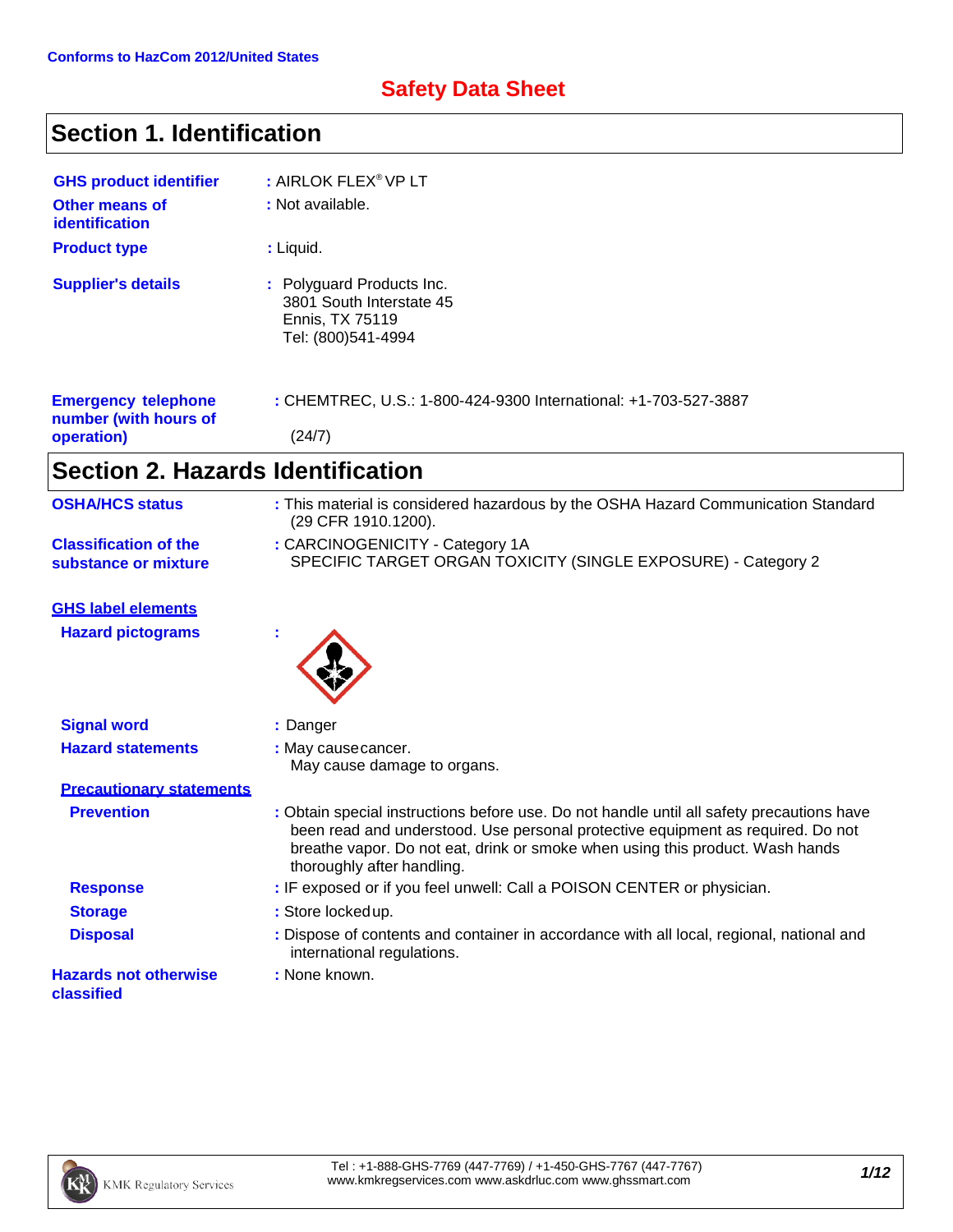Conforms to HazCom 2012/United States

# Safety Data Sheet

## Section 1. Identification

**GHS product identifier** : AIRLOK FLEX® VP LT

**Other means of identification** : Not available.

**Product type** : Liquid.

**Supplier's details** : Polyguard Products Inc.
3801 South Interstate 45
Ennis, TX 75119
Tel: (800)541-4994

**Emergency telephone number (with hours of operation)** : CHEMTREC, U.S.: 1-800-424-9300 International: +1-703-527-3887
(24/7)

## Section 2. Hazards Identification

**OSHA/HCS status** : This material is considered hazardous by the OSHA Hazard Communication Standard (29 CFR 1910.1200).

**Classification of the substance or mixture** : CARCINOGENICITY - Category 1A
SPECIFIC TARGET ORGAN TOXICITY (SINGLE EXPOSURE) - Category 2

**GHS label elements**

**Hazard pictograms** :

**Signal word** : Danger

**Hazard statements** : May cause cancer.
May cause damage to organs.

**Precautionary statements**

**Prevention** : Obtain special instructions before use. Do not handle until all safety precautions have been read and understood. Use personal protective equipment as required. Do not breathe vapor. Do not eat, drink or smoke when using this product. Wash hands thoroughly after handling.

**Response** : IF exposed or if you feel unwell: Call a POISON CENTER or physician.

**Storage** : Store locked up.

**Disposal** : Dispose of contents and container in accordance with all local, regional, national and international regulations.

**Hazards not otherwise classified** : None known.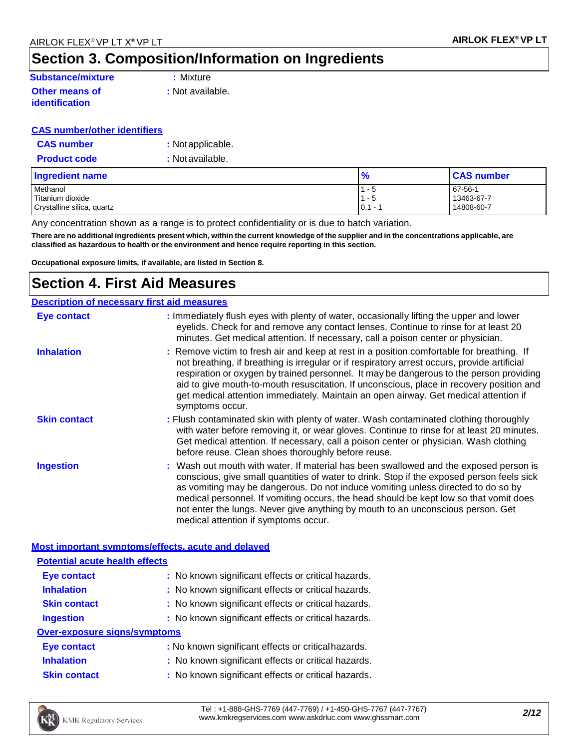## Section 3. Composition/Information on Ingredients

**Substance/mixture** : Mixture

**Other means of identification** : Not available.

**CAS number/other identifiers**

**CAS number** : Not applicable.

**Product code** : Not available.

| Ingredient name | % | CAS number |
|---|---|---|
| Methanol | 1 - 5 | 67-56-1 |
| Titanium dioxide | 1 - 5 | 13463-67-7 |
| Crystalline silica, quartz | 0.1 - 1 | 14808-60-7 |

Any concentration shown as a range is to protect confidentiality or is due to batch variation.

**There are no additional ingredients present which, within the current knowledge of the supplier and in the concentrations applicable, are classified as hazardous to health or the environment and hence require reporting in this section.**

**Occupational exposure limits, if available, are listed in Section 8.**

## Section 4. First Aid Measures

**Description of necessary first aid measures**

**Eye contact** : Immediately flush eyes with plenty of water, occasionally lifting the upper and lower eyelids. Check for and remove any contact lenses. Continue to rinse for at least 20 minutes. Get medical attention. If necessary, call a poison center or physician.

**Inhalation** : Remove victim to fresh air and keep at rest in a position comfortable for breathing. If not breathing, if breathing is irregular or if respiratory arrest occurs, provide artificial respiration or oxygen by trained personnel. It may be dangerous to the person providing aid to give mouth-to-mouth resuscitation. If unconscious, place in recovery position and get medical attention immediately. Maintain an open airway. Get medical attention if symptoms occur.

**Skin contact** : Flush contaminated skin with plenty of water. Wash contaminated clothing thoroughly with water before removing it, or wear gloves. Continue to rinse for at least 20 minutes. Get medical attention. If necessary, call a poison center or physician. Wash clothing before reuse. Clean shoes thoroughly before reuse.

**Ingestion** : Wash out mouth with water. If material has been swallowed and the exposed person is conscious, give small quantities of water to drink. Stop if the exposed person feels sick as vomiting may be dangerous. Do not induce vomiting unless directed to do so by medical personnel. If vomiting occurs, the head should be kept low so that vomit does not enter the lungs. Never give anything by mouth to an unconscious person. Get medical attention if symptoms occur.

**Most important symptoms/effects, acute and delayed**

**Potential acute health effects**

**Eye contact** : No known significant effects or critical hazards.

**Inhalation** : No known significant effects or critical hazards.

**Skin contact** : No known significant effects or critical hazards.

**Ingestion** : No known significant effects or critical hazards.

**Over-exposure signs/symptoms**

**Eye contact** : No known significant effects or critical hazards.

**Inhalation** : No known significant effects or critical hazards.

**Skin contact** : No known significant effects or critical hazards.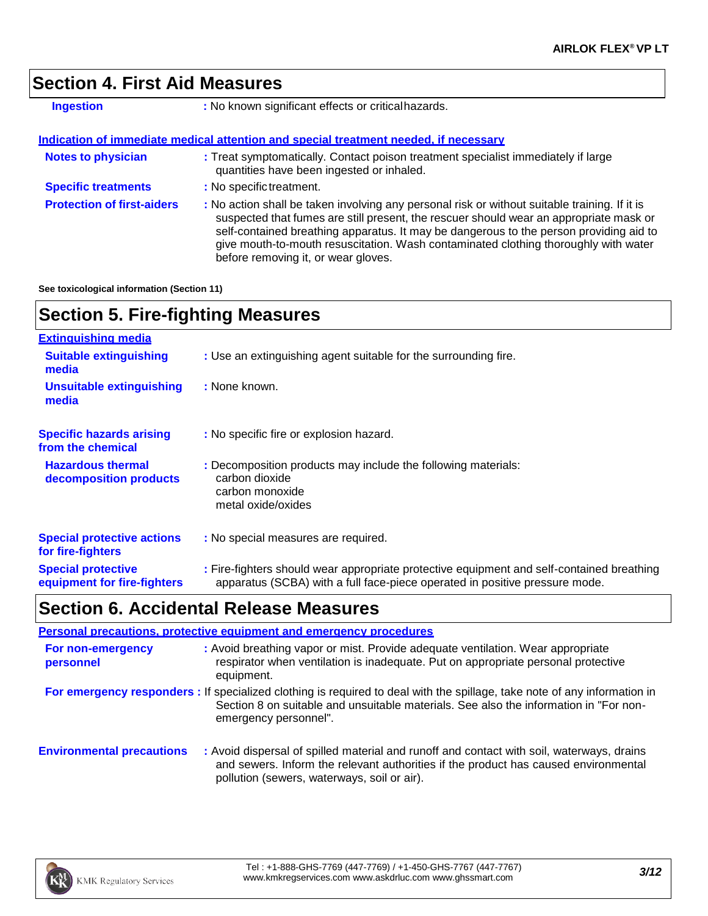## Section 4. First Aid Measures

**Ingestion** : No known significant effects or critical hazards.

**Indication of immediate medical attention and special treatment needed, if necessary**

**Notes to physician** : Treat symptomatically. Contact poison treatment specialist immediately if large quantities have been ingested or inhaled.

**Specific treatments** : No specific treatment.

**Protection of first-aiders** : No action shall be taken involving any personal risk or without suitable training. If it is suspected that fumes are still present, the rescuer should wear an appropriate mask or self-contained breathing apparatus. It may be dangerous to the person providing aid to give mouth-to-mouth resuscitation. Wash contaminated clothing thoroughly with water before removing it, or wear gloves.

**See toxicological information (Section 11)**

## Section 5. Fire-fighting Measures

**Extinguishing media**

**Suitable extinguishing media** : Use an extinguishing agent suitable for the surrounding fire.

**Unsuitable extinguishing media** : None known.

**Specific hazards arising from the chemical** : No specific fire or explosion hazard.

**Hazardous thermal decomposition products** : Decomposition products may include the following materials:
carbon dioxide
carbon monoxide
metal oxide/oxides

**Special protective actions for fire-fighters** : No special measures are required.

**Special protective equipment for fire-fighters** : Fire-fighters should wear appropriate protective equipment and self-contained breathing apparatus (SCBA) with a full face-piece operated in positive pressure mode.

## Section 6. Accidental Release Measures

**Personal precautions, protective equipment and emergency procedures**

**For non-emergency personnel** : Avoid breathing vapor or mist. Provide adequate ventilation. Wear appropriate respirator when ventilation is inadequate. Put on appropriate personal protective equipment.

**For emergency responders** : If specialized clothing is required to deal with the spillage, take note of any information in Section 8 on suitable and unsuitable materials. See also the information in "For non-emergency personnel".

**Environmental precautions** : Avoid dispersal of spilled material and runoff and contact with soil, waterways, drains and sewers. Inform the relevant authorities if the product has caused environmental pollution (sewers, waterways, soil or air).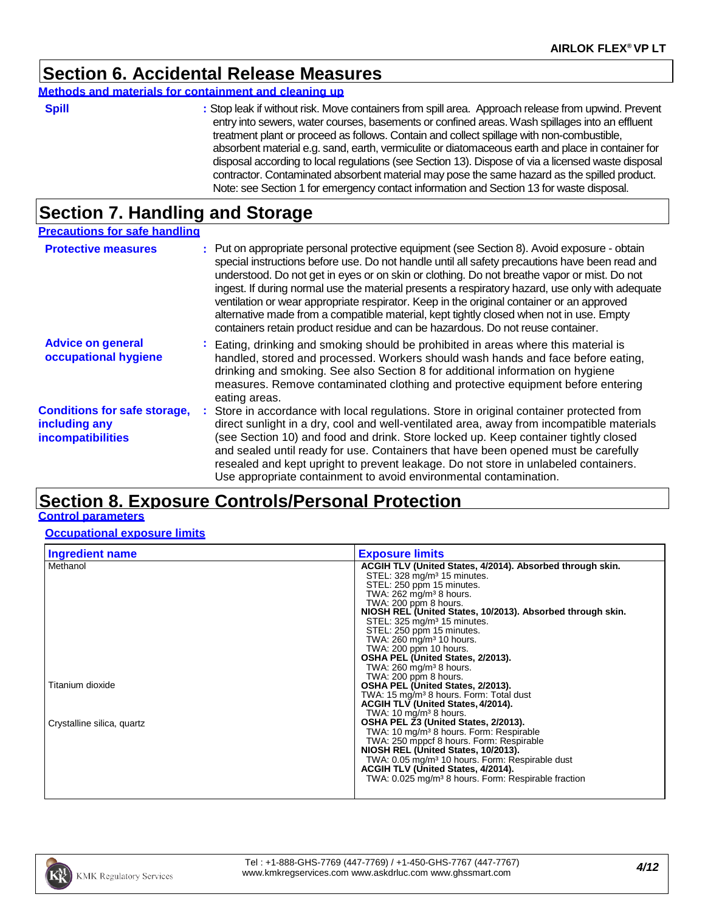## Section 6. Accidental Release Measures

**Methods and materials for containment and cleaning up**

**Spill** : Stop leak if without risk. Move containers from spill area. Approach release from upwind. Prevent entry into sewers, water courses, basements or confined areas. Wash spillages into an effluent treatment plant or proceed as follows. Contain and collect spillage with non-combustible, absorbent material e.g. sand, earth, vermiculite or diatomaceous earth and place in container for disposal according to local regulations (see Section 13). Dispose of via a licensed waste disposal contractor. Contaminated absorbent material may pose the same hazard as the spilled product. Note: see Section 1 for emergency contact information and Section 13 for waste disposal.

## Section 7. Handling and Storage

**Precautions for safe handling**

**Protective measures** : Put on appropriate personal protective equipment (see Section 8). Avoid exposure - obtain special instructions before use. Do not handle until all safety precautions have been read and understood. Do not get in eyes or on skin or clothing. Do not breathe vapor or mist. Do not ingest. If during normal use the material presents a respiratory hazard, use only with adequate ventilation or wear appropriate respirator. Keep in the original container or an approved alternative made from a compatible material, kept tightly closed when not in use. Empty containers retain product residue and can be hazardous. Do not reuse container.

**Advice on general occupational hygiene** : Eating, drinking and smoking should be prohibited in areas where this material is handled, stored and processed. Workers should wash hands and face before eating, drinking and smoking. See also Section 8 for additional information on hygiene measures. Remove contaminated clothing and protective equipment before entering eating areas.

**Conditions for safe storage, including any incompatibilities** : Store in accordance with local regulations. Store in original container protected from direct sunlight in a dry, cool and well-ventilated area, away from incompatible materials (see Section 10) and food and drink. Store locked up. Keep container tightly closed and sealed until ready for use. Containers that have been opened must be carefully resealed and kept upright to prevent leakage. Do not store in unlabeled containers. Use appropriate containment to avoid environmental contamination.

## Section 8. Exposure Controls/Personal Protection

**Control parameters**

**Occupational exposure limits**

| Ingredient name | Exposure limits |
|---|---|
| Methanol | **ACGIH TLV (United States, 4/2014). Absorbed through skin.**<br>STEL: 328 mg/m³ 15 minutes.<br>STEL: 250 ppm 15 minutes.<br>TWA: 262 mg/m³ 8 hours.<br>TWA: 200 ppm 8 hours.<br>**NIOSH REL (United States, 10/2013). Absorbed through skin.**<br>STEL: 325 mg/m³ 15 minutes.<br>STEL: 250 ppm 15 minutes.<br>TWA: 260 mg/m³ 10 hours.<br>TWA: 200 ppm 10 hours.<br>**OSHA PEL (United States, 2/2013).**<br>TWA: 260 mg/m³ 8 hours.<br>TWA: 200 ppm 8 hours. |
| Titanium dioxide | **OSHA PEL (United States, 2/2013).**<br>TWA: 15 mg/m³ 8 hours. Form: Total dust<br>**ACGIH TLV (United States, 4/2014).**<br>TWA: 10 mg/m³ 8 hours. |
| Crystalline silica, quartz | **OSHA PEL Z3 (United States, 2/2013).**<br>TWA: 10 mg/m³ 8 hours. Form: Respirable<br>TWA: 250 mppcf 8 hours. Form: Respirable<br>**NIOSH REL (United States, 10/2013).**<br>TWA: 0.05 mg/m³ 10 hours. Form: Respirable dust<br>**ACGIH TLV (United States, 4/2014).**<br>TWA: 0.025 mg/m³ 8 hours. Form: Respirable fraction |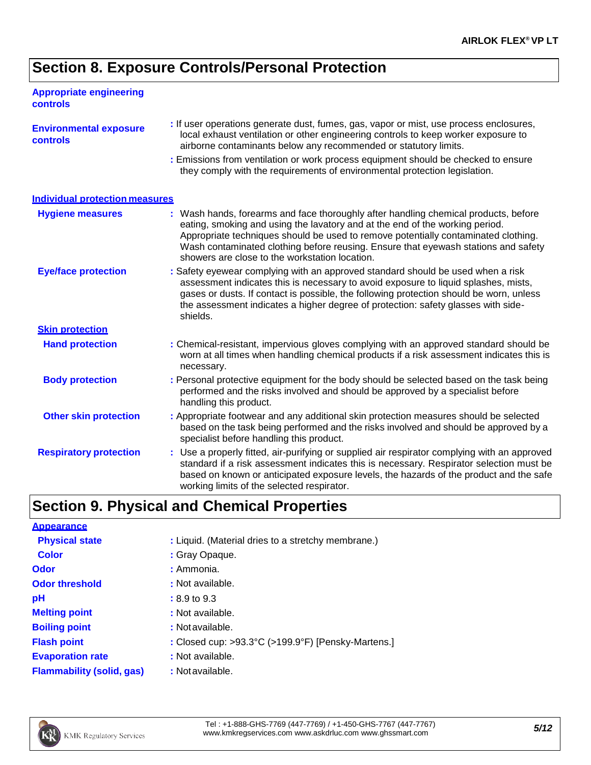## Section 8. Exposure Controls/Personal Protection

**Appropriate engineering controls**

: If user operations generate dust, fumes, gas, vapor or mist, use process enclosures, local exhaust ventilation or other engineering controls to keep worker exposure to airborne contaminants below any recommended or statutory limits.

**Environmental exposure controls**

: Emissions from ventilation or work process equipment should be checked to ensure they comply with the requirements of environmental protection legislation.

### Individual protection measures

**Hygiene measures** : Wash hands, forearms and face thoroughly after handling chemical products, before eating, smoking and using the lavatory and at the end of the working period. Appropriate techniques should be used to remove potentially contaminated clothing. Wash contaminated clothing before reusing. Ensure that eyewash stations and safety showers are close to the workstation location.

**Eye/face protection** : Safety eyewear complying with an approved standard should be used when a risk assessment indicates this is necessary to avoid exposure to liquid splashes, mists, gases or dusts. If contact is possible, the following protection should be worn, unless the assessment indicates a higher degree of protection: safety glasses with side-shields.

**Skin protection**

**Hand protection** : Chemical-resistant, impervious gloves complying with an approved standard should be worn at all times when handling chemical products if a risk assessment indicates this is necessary.

**Body protection** : Personal protective equipment for the body should be selected based on the task being performed and the risks involved and should be approved by a specialist before handling this product.

**Other skin protection** : Appropriate footwear and any additional skin protection measures should be selected based on the task being performed and the risks involved and should be approved by a specialist before handling this product.

**Respiratory protection** : Use a properly fitted, air-purifying or supplied air respirator complying with an approved standard if a risk assessment indicates this is necessary. Respirator selection must be based on known or anticipated exposure levels, the hazards of the product and the safe working limits of the selected respirator.

## Section 9. Physical and Chemical Properties

**Appearance**

**Physical state** : Liquid. (Material dries to a stretchy membrane.)

**Color** : Gray Opaque.

**Odor** : Ammonia.

**Odor threshold** : Not available.

**pH** : 8.9 to 9.3

**Melting point** : Not available.

**Boiling point** : Not available.

**Flash point** : Closed cup: >93.3°C (>199.9°F) [Pensky-Martens.]

**Evaporation rate** : Not available.

**Flammability (solid, gas)** : Not available.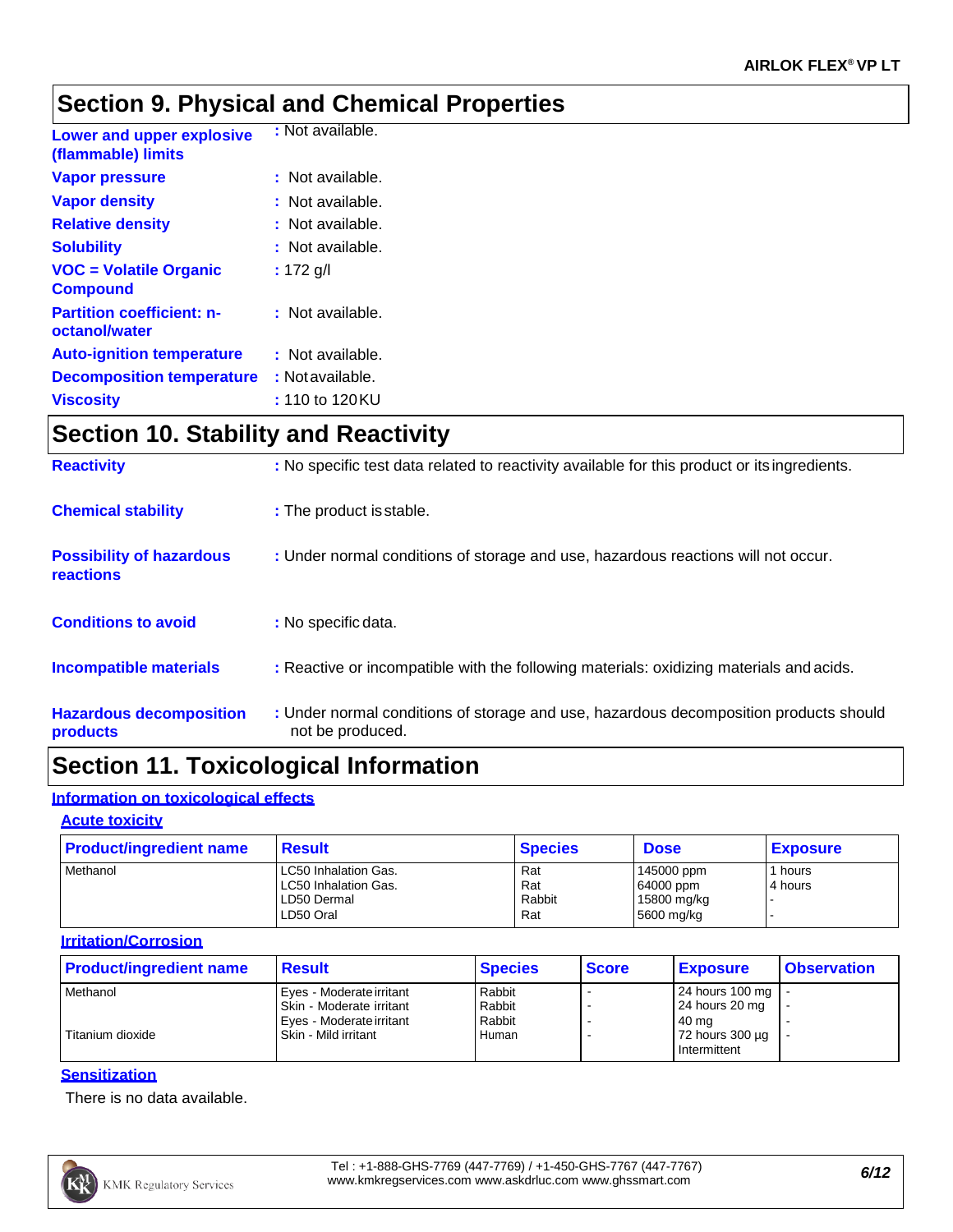## Section 9. Physical and Chemical Properties

| | |
|---|---|
| **Lower and upper explosive (flammable) limits** | : Not available. |
| **Vapor pressure** | : Not available. |
| **Vapor density** | : Not available. |
| **Relative density** | : Not available. |
| **Solubility** | : Not available. |
| **VOC = Volatile Organic Compound** | : 172 g/l |
| **Partition coefficient: n-octanol/water** | : Not available. |
| **Auto-ignition temperature** | : Not available. |
| **Decomposition temperature** | : Not available. |
| **Viscosity** | : 110 to 120 KU |

## Section 10. Stability and Reactivity

| | |
|---|---|
| **Reactivity** | : No specific test data related to reactivity available for this product or its ingredients. |
| **Chemical stability** | : The product is stable. |
| **Possibility of hazardous reactions** | : Under normal conditions of storage and use, hazardous reactions will not occur. |
| **Conditions to avoid** | : No specific data. |
| **Incompatible materials** | : Reactive or incompatible with the following materials: oxidizing materials and acids. |
| **Hazardous decomposition products** | : Under normal conditions of storage and use, hazardous decomposition products should not be produced. |

## Section 11. Toxicological Information

### Information on toxicological effects

#### Acute toxicity

| Product/ingredient name | Result | Species | Dose | Exposure |
|---|---|---|---|---|
| Methanol | LC50 Inhalation Gas. | Rat | 145000 ppm | 1 hours |
| | LC50 Inhalation Gas. | Rat | 64000 ppm | 4 hours |
| | LD50 Dermal | Rabbit | 15800 mg/kg | - |
| | LD50 Oral | Rat | 5600 mg/kg | - |

#### Irritation/Corrosion

| Product/ingredient name | Result | Species | Score | Exposure | Observation |
|---|---|---|---|---|---|
| Methanol | Eyes - Moderate irritant | Rabbit | - | 24 hours 100 mg | - |
| | Skin - Moderate irritant | Rabbit | - | 24 hours 20 mg | - |
| | Eyes - Moderate irritant | Rabbit | - | 40 mg | - |
| Titanium dioxide | Skin - Mild irritant | Human | - | 72 hours 300 µg Intermittent | - |

#### Sensitization

There is no data available.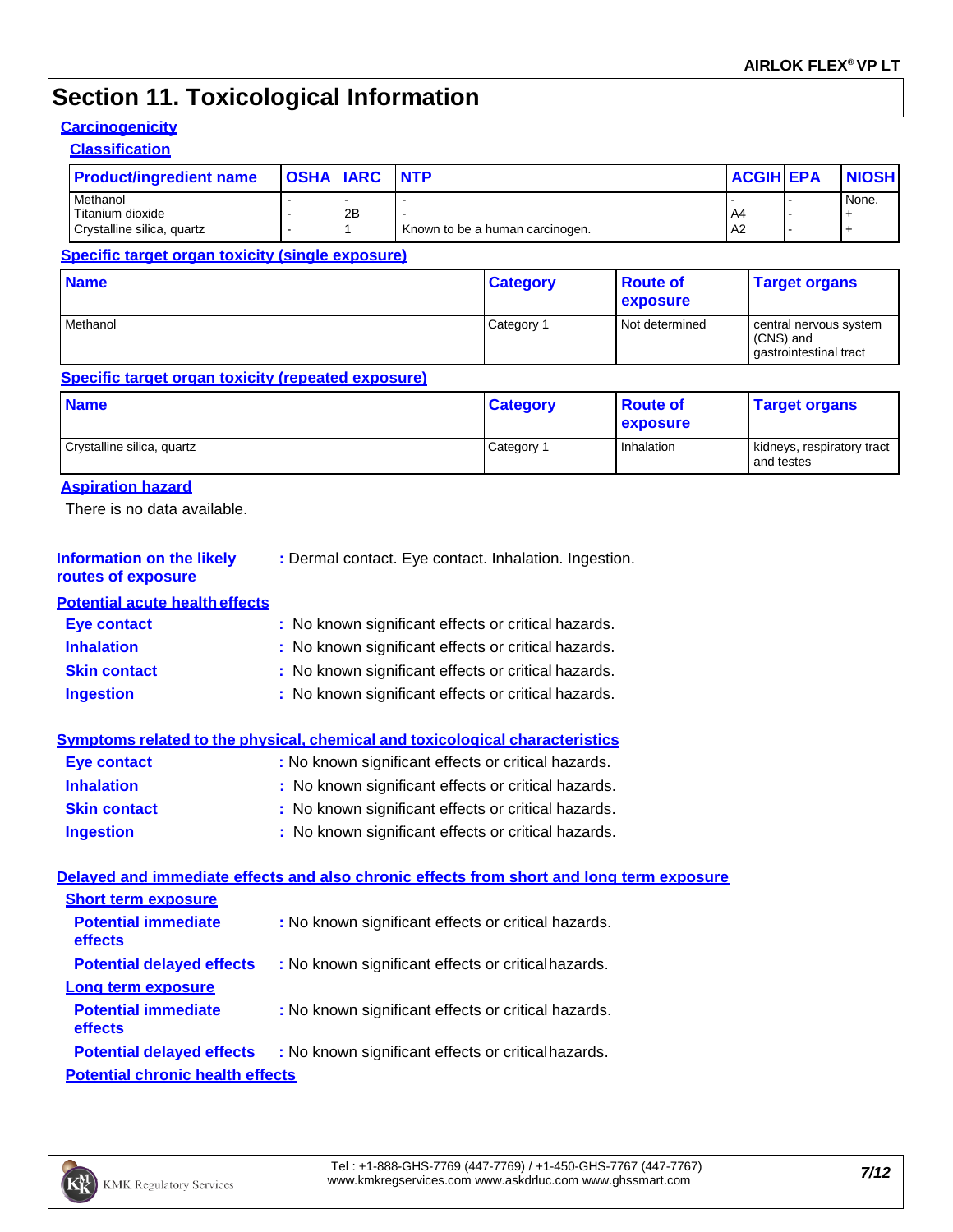# Section 11. Toxicological Information

**Carcinogenicity**

**Classification**

| Product/ingredient name | OSHA | IARC | NTP | ACGIH | EPA | NIOSH |
|---|---|---|---|---|---|---|
| Methanol | - | - | - | - | - | None. |
| Titanium dioxide | - | 2B | - | A4 | - | + |
| Crystalline silica, quartz | - | 1 | Known to be a human carcinogen. | A2 | - | + |

**Specific target organ toxicity (single exposure)**

| Name | Category | Route of exposure | Target organs |
|---|---|---|---|
| Methanol | Category 1 | Not determined | central nervous system (CNS) and gastrointestinal tract |

**Specific target organ toxicity (repeated exposure)**

| Name | Category | Route of exposure | Target organs |
|---|---|---|---|
| Crystalline silica, quartz | Category 1 | Inhalation | kidneys, respiratory tract and testes |

**Aspiration hazard**

There is no data available.

**Information on the likely routes of exposure** : Dermal contact. Eye contact. Inhalation. Ingestion.

**Potential acute health effects**

**Eye contact** : No known significant effects or critical hazards.

**Inhalation** : No known significant effects or critical hazards.

**Skin contact** : No known significant effects or critical hazards.

**Ingestion** : No known significant effects or critical hazards.

**Symptoms related to the physical, chemical and toxicological characteristics**

**Eye contact** : No known significant effects or critical hazards.

**Inhalation** : No known significant effects or critical hazards.

**Skin contact** : No known significant effects or critical hazards.

**Ingestion** : No known significant effects or critical hazards.

**Delayed and immediate effects and also chronic effects from short and long term exposure**

**Short term exposure**

**Potential immediate effects** : No known significant effects or critical hazards.

**Potential delayed effects** : No known significant effects or critical hazards.

**Long term exposure**

**Potential immediate effects** : No known significant effects or critical hazards.

**Potential delayed effects** : No known significant effects or critical hazards.

**Potential chronic health effects**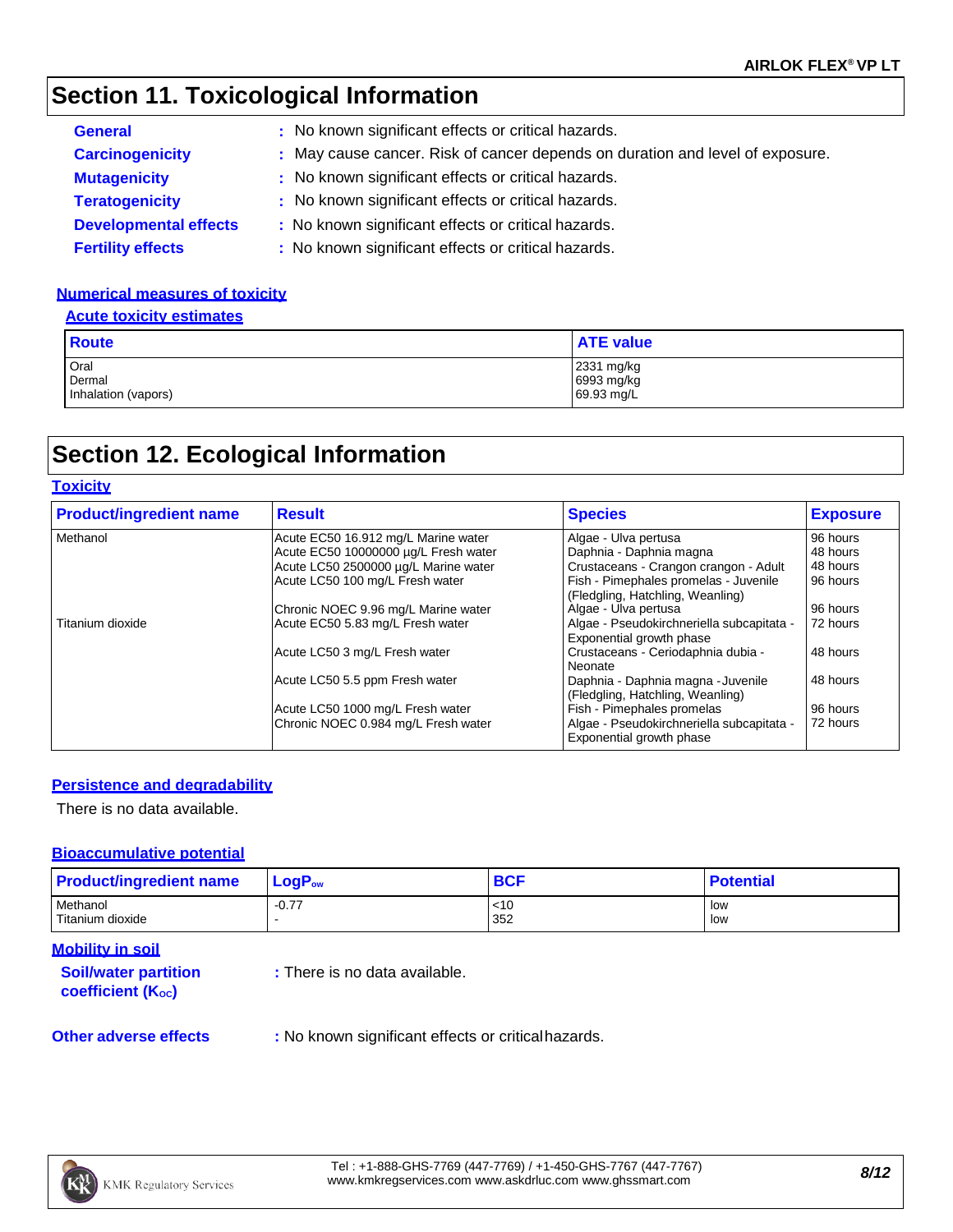# Section 11. Toxicological Information

**General** : No known significant effects or critical hazards.

**Carcinogenicity** : May cause cancer. Risk of cancer depends on duration and level of exposure.

**Mutagenicity** : No known significant effects or critical hazards.

**Teratogenicity** : No known significant effects or critical hazards.

**Developmental effects** : No known significant effects or critical hazards.

**Fertility effects** : No known significant effects or critical hazards.

### Numerical measures of toxicity

#### Acute toxicity estimates

| Route | ATE value |
|---|---|
| Oral | 2331 mg/kg |
| Dermal | 6993 mg/kg |
| Inhalation (vapors) | 69.93 mg/L |

# Section 12. Ecological Information

### Toxicity

| Product/ingredient name | Result | Species | Exposure |
|---|---|---|---|
| Methanol | Acute EC50 16.912 mg/L Marine water | Algae - Ulva pertusa | 96 hours |
| | Acute EC50 10000000 µg/L Fresh water | Daphnia - Daphnia magna | 48 hours |
| | Acute LC50 2500000 µg/L Marine water | Crustaceans - Crangon crangon - Adult | 48 hours |
| | Acute LC50 100 mg/L Fresh water | Fish - Pimephales promelas - Juvenile (Fledgling, Hatchling, Weanling) | 96 hours |
| | Chronic NOEC 9.96 mg/L Marine water | Algae - Ulva pertusa | 96 hours |
| Titanium dioxide | Acute EC50 5.83 mg/L Fresh water | Algae - Pseudokirchneriella subcapitata - Exponential growth phase | 72 hours |
| | Acute LC50 3 mg/L Fresh water | Crustaceans - Ceriodaphnia dubia - Neonate | 48 hours |
| | Acute LC50 5.5 ppm Fresh water | Daphnia - Daphnia magna - Juvenile (Fledgling, Hatchling, Weanling) | 48 hours |
| | Acute LC50 1000 mg/L Fresh water | Fish - Pimephales promelas | 96 hours |
| | Chronic NOEC 0.984 mg/L Fresh water | Algae - Pseudokirchneriella subcapitata - Exponential growth phase | 72 hours |

### Persistence and degradability

There is no data available.

### Bioaccumulative potential

| Product/ingredient name | $LogP_{ow}$ | BCF | Potential |
|---|---|---|---|
| Methanol | -0.77 | <10 | low |
| Titanium dioxide | - | 352 | low |

### Mobility in soil

**Soil/water partition coefficient ($K_{OC}$)** : There is no data available.

**Other adverse effects** : No known significant effects or critical hazards.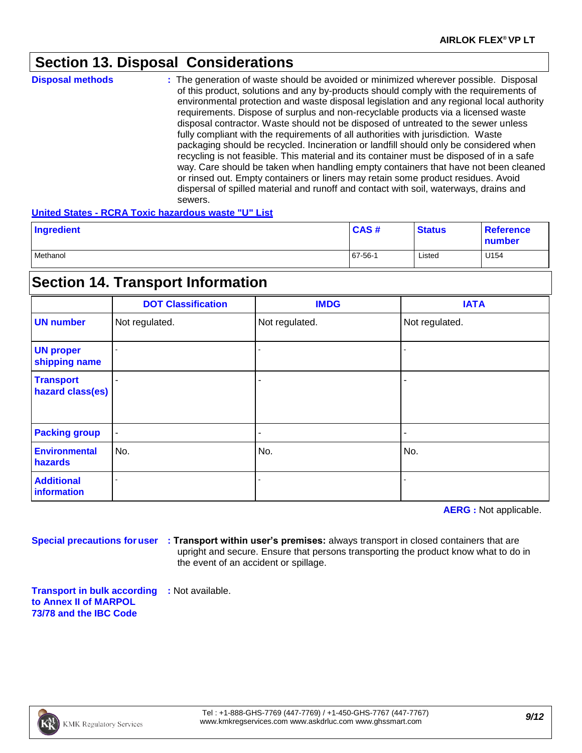## Section 13. Disposal Considerations

**Disposal methods** : The generation of waste should be avoided or minimized wherever possible. Disposal of this product, solutions and any by-products should comply with the requirements of environmental protection and waste disposal legislation and any regional local authority requirements. Dispose of surplus and non-recyclable products via a licensed waste disposal contractor. Waste should not be disposed of untreated to the sewer unless fully compliant with the requirements of all authorities with jurisdiction. Waste packaging should be recycled. Incineration or landfill should only be considered when recycling is not feasible. This material and its container must be disposed of in a safe way. Care should be taken when handling empty containers that have not been cleaned or rinsed out. Empty containers or liners may retain some product residues. Avoid dispersal of spilled material and runoff and contact with soil, waterways, drains and sewers.

**United States - RCRA Toxic hazardous waste "U" List**

| Ingredient | CAS # | Status | Reference number |
|---|---|---|---|
| Methanol | 67-56-1 | Listed | U154 |

## Section 14. Transport Information

| | DOT Classification | IMDG | IATA |
|---|---|---|---|
| **UN number** | Not regulated. | Not regulated. | Not regulated. |
| **UN proper shipping name** | - | - | - |
| **Transport hazard class(es)** | - | - | - |
| **Packing group** | - | - | - |
| **Environmental hazards** | No. | No. | No. |
| **Additional information** | - | - | - |

**AERG :** Not applicable.

**Special precautions for user** : **Transport within user's premises:** always transport in closed containers that are upright and secure. Ensure that persons transporting the product know what to do in the event of an accident or spillage.

**Transport in bulk according to Annex II of MARPOL 73/78 and the IBC Code** : Not available.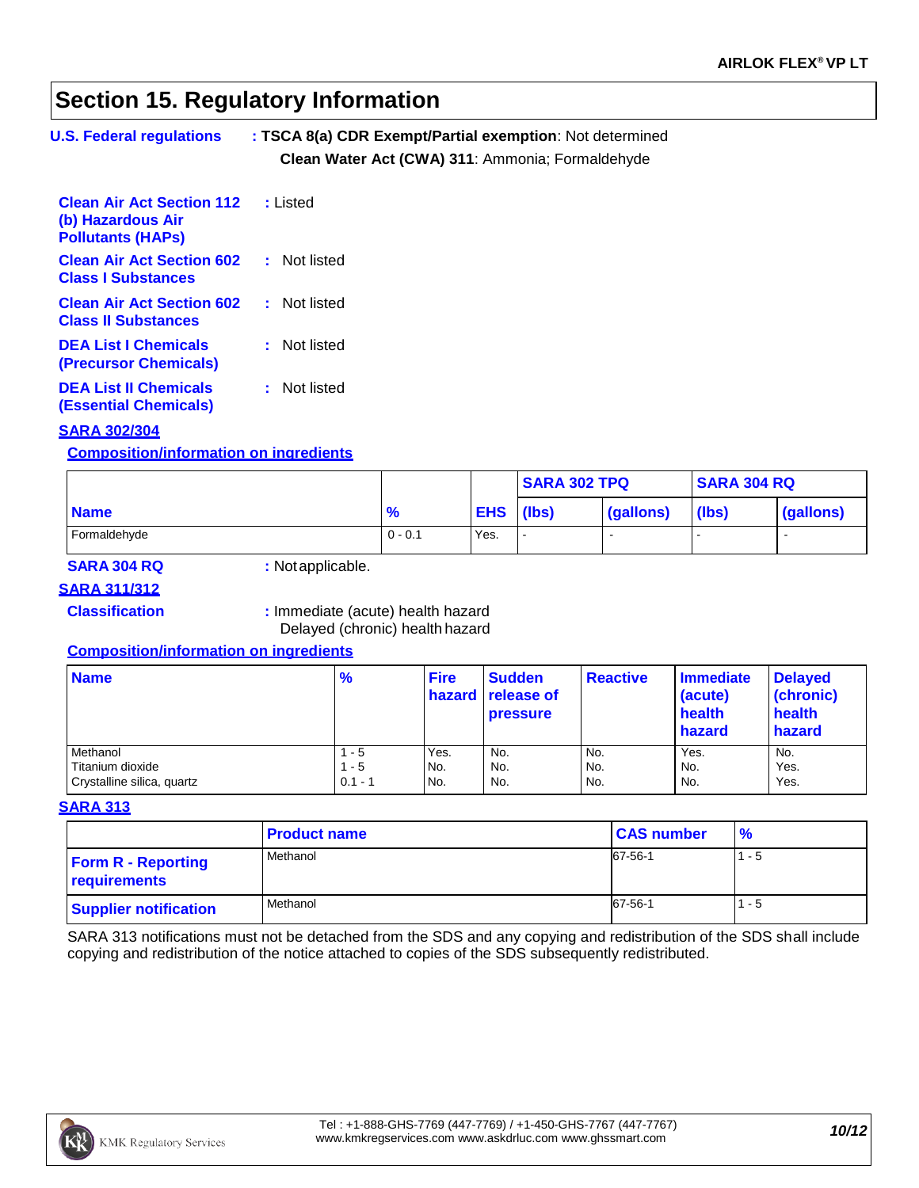## Section 15. Regulatory Information

**U.S. Federal regulations** : **TSCA 8(a) CDR Exempt/Partial exemption**: Not determined

**Clean Water Act (CWA) 311**: Ammonia; Formaldehyde

**Clean Air Act Section 112 (b) Hazardous Air Pollutants (HAPs)** : Listed

**Clean Air Act Section 602 Class I Substances** : Not listed

**Clean Air Act Section 602 Class II Substances** : Not listed

**DEA List I Chemicals (Precursor Chemicals)** : Not listed

**DEA List II Chemicals (Essential Chemicals)** : Not listed

**SARA 302/304**

**Composition/information on ingredients**

| | | | SARA 302 TPQ | | SARA 304 RQ | |
|---|---|---|---|---|---|---|
| **Name** | **%** | **EHS** | **(lbs)** | **(gallons)** | **(lbs)** | **(gallons)** |
| Formaldehyde | 0 - 0.1 | Yes. | - | - | - | - |

**SARA 304 RQ** : Not applicable.

**SARA 311/312**

**Classification** : Immediate (acute) health hazard
Delayed (chronic) health hazard

**Composition/information on ingredients**

| Name | % | Fire hazard | Sudden release of pressure | Reactive | Immediate (acute) health hazard | Delayed (chronic) health hazard |
|---|---|---|---|---|---|---|
| Methanol | 1 - 5 | Yes. | No. | No. | Yes. | No. |
| Titanium dioxide | 1 - 5 | No. | No. | No. | No. | Yes. |
| Crystalline silica, quartz | 0.1 - 1 | No. | No. | No. | No. | Yes. |

**SARA 313**

| | Product name | CAS number | % |
|---|---|---|---|
| **Form R - Reporting requirements** | Methanol | 67-56-1 | 1 - 5 |
| **Supplier notification** | Methanol | 67-56-1 | 1 - 5 |

SARA 313 notifications must not be detached from the SDS and any copying and redistribution of the SDS shall include copying and redistribution of the notice attached to copies of the SDS subsequently redistributed.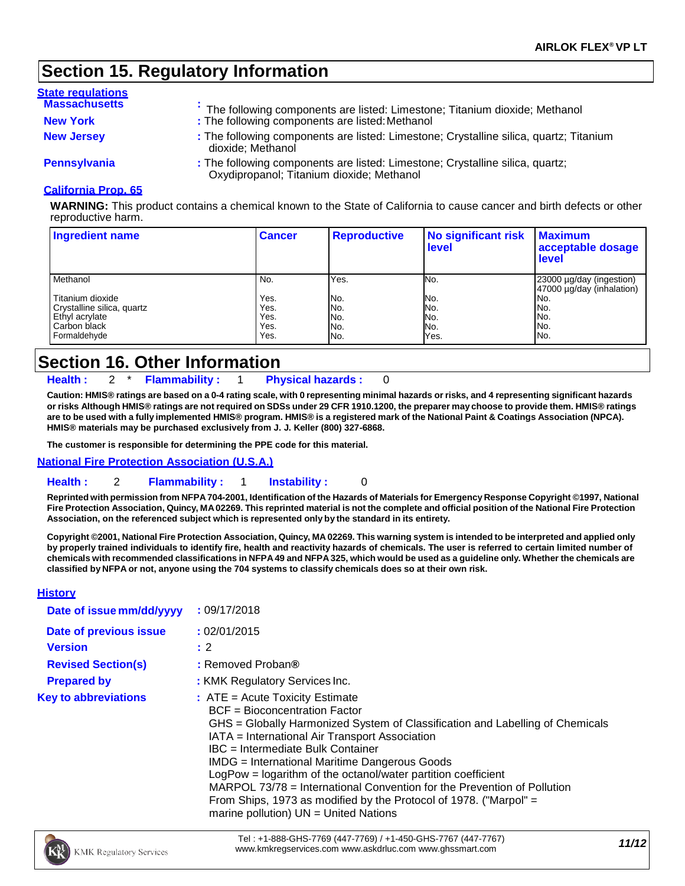## Section 15. Regulatory Information

**State regulations**

**Massachusetts** : The following components are listed: Limestone; Titanium dioxide; Methanol

**New York** : The following components are listed: Methanol

**New Jersey** : The following components are listed: Limestone; Crystalline silica, quartz; Titanium dioxide; Methanol

**Pennsylvania** : The following components are listed: Limestone; Crystalline silica, quartz; Oxydipropanol; Titanium dioxide; Methanol

**California Prop. 65**

**WARNING:** This product contains a chemical known to the State of California to cause cancer and birth defects or other reproductive harm.

| Ingredient name | Cancer | Reproductive | No significant risk level | Maximum acceptable dosage level |
|---|---|---|---|---|
| Methanol | No. | Yes. | No. | 23000 µg/day (ingestion) 47000 µg/day (inhalation) |
| Titanium dioxide | Yes. | No. | No. | No. |
| Crystalline silica, quartz | Yes. | No. | No. | No. |
| Ethyl acrylate | Yes. | No. | No. | No. |
| Carbon black | Yes. | No. | No. | No. |
| Formaldehyde | Yes. | No. | Yes. | No. |

## Section 16. Other Information

**Health :** 2 * **Flammability :** 1 **Physical hazards :** 0

**Caution: HMIS® ratings are based on a 0-4 rating scale, with 0 representing minimal hazards or risks, and 4 representing significant hazards or risks Although HMIS® ratings are not required on SDSs under 29 CFR 1910.1200, the preparer may choose to provide them. HMIS® ratings are to be used with a fully implemented HMIS® program. HMIS® is a registered mark of the National Paint & Coatings Association (NPCA). HMIS® materials may be purchased exclusively from J. J. Keller (800) 327-6868.**

**The customer is responsible for determining the PPE code for this material.**

**National Fire Protection Association (U.S.A.)**

**Health :** 2 **Flammability :** 1 **Instability :** 0

**Reprinted with permission from NFPA 704-2001, Identification of the Hazards of Materials for Emergency Response Copyright ©1997, National Fire Protection Association, Quincy, MA 02269. This reprinted material is not the complete and official position of the National Fire Protection Association, on the referenced subject which is represented only by the standard in its entirety.**

**Copyright ©2001, National Fire Protection Association, Quincy, MA 02269. This warning system is intended to be interpreted and applied only by properly trained individuals to identify fire, health and reactivity hazards of chemicals. The user is referred to certain limited number of chemicals with recommended classifications in NFPA 49 and NFPA 325, which would be used as a guideline only. Whether the chemicals are classified by NFPA or not, anyone using the 704 systems to classify chemicals does so at their own risk.**

**History**

**Date of issue mm/dd/yyyy** : 09/17/2018

**Date of previous issue** : 02/01/2015

**Version** : 2

**Revised Section(s)** : Removed Proban®

**Prepared by** : KMK Regulatory Services Inc.

**Key to abbreviations** : ATE = Acute Toxicity Estimate
BCF = Bioconcentration Factor
GHS = Globally Harmonized System of Classification and Labelling of Chemicals
IATA = International Air Transport Association
IBC = Intermediate Bulk Container
IMDG = International Maritime Dangerous Goods
LogPow = logarithm of the octanol/water partition coefficient
MARPOL 73/78 = International Convention for the Prevention of Pollution From Ships, 1973 as modified by the Protocol of 1978. ("Marpol" = marine pollution) UN = United Nations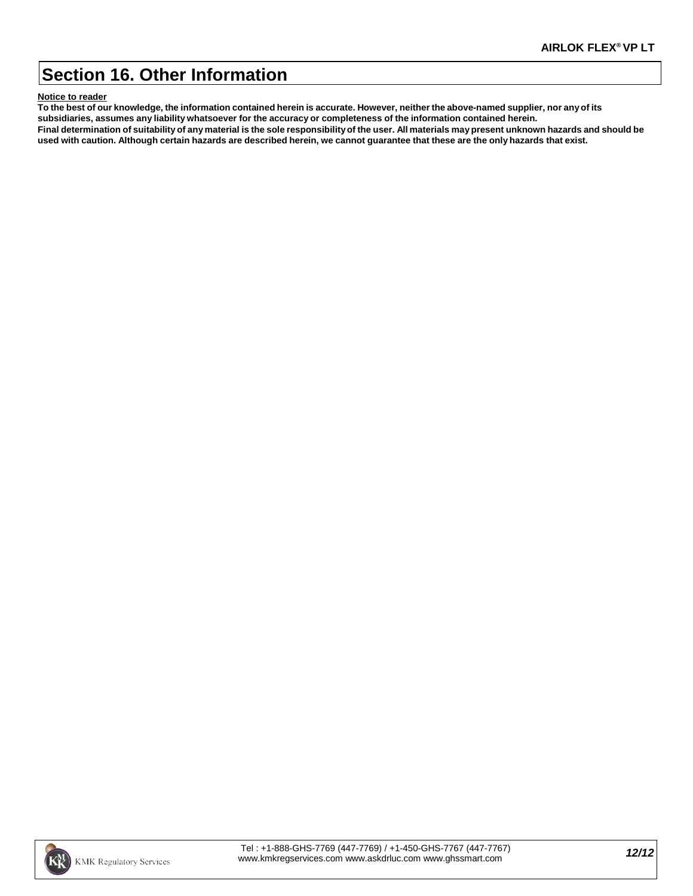# Section 16. Other Information

**Notice to reader**

**To the best of our knowledge, the information contained herein is accurate. However, neither the above-named supplier, nor any of its subsidiaries, assumes any liability whatsoever for the accuracy or completeness of the information contained herein.**
**Final determination of suitability of any material is the sole responsibility of the user. All materials may present unknown hazards and should be used with caution. Although certain hazards are described herein, we cannot guarantee that these are the only hazards that exist.**